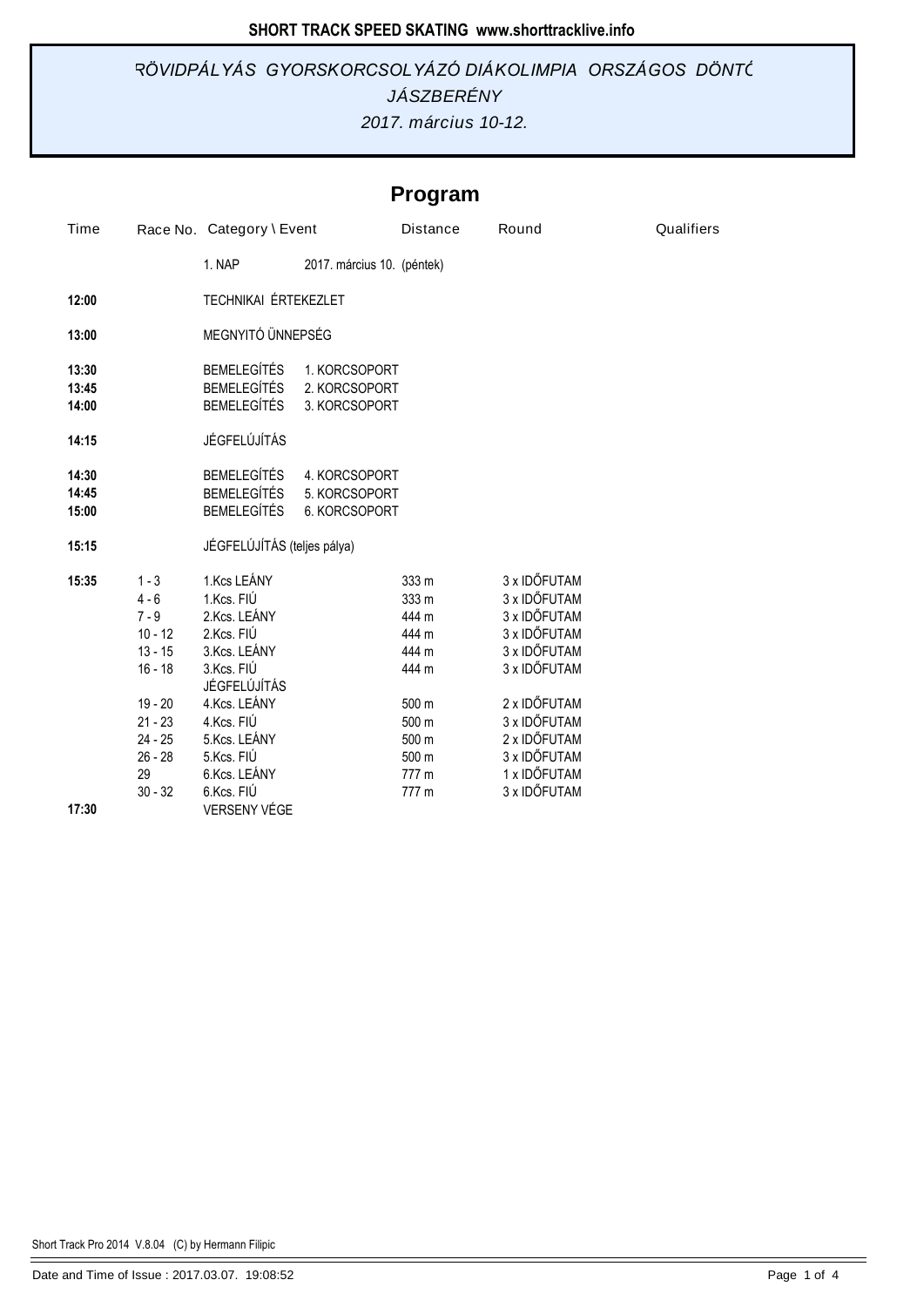SHORT TRACK SPEED SKATING www.shorttracklive.info

*RÖVIDPÁLYÁS GYORSKORCSOLYÁZÓ DIÁKOLIMPIA ORSZÁGOS DÖNTŐ*
*JÁSZBERÉNY*
*2017. március 10-12.*

## Program

| Time | Race No. | Category \ Event | | Distance | Round | Qualifiers |
|---|---|---|---|---|---|---|
| | | 1. NAP | 2017. március 10. (péntek) | | | |
| **12:00** | | TECHNIKAI ÉRTEKEZLET | | | | |
| **13:00** | | MEGNYITÓ ÜNNEPSÉG | | | | |
| **13:30** | | BEMELEGÍTÉS | 1. KORCSOPORT | | | |
| **13:45** | | BEMELEGÍTÉS | 2. KORCSOPORT | | | |
| **14:00** | | BEMELEGÍTÉS | 3. KORCSOPORT | | | |
| **14:15** | | JÉGFELÚJÍTÁS | | | | |
| **14:30** | | BEMELEGÍTÉS | 4. KORCSOPORT | | | |
| **14:45** | | BEMELEGÍTÉS | 5. KORCSOPORT | | | |
| **15:00** | | BEMELEGÍTÉS | 6. KORCSOPORT | | | |
| **15:15** | | JÉGFELÚJÍTÁS (teljes pálya) | | | | |
| **15:35** | 1 - 3 | 1.Kcs LEÁNY | | 333 m | 3 x IDŐFUTAM | |
| | 4 - 6 | 1.Kcs. FIÚ | | 333 m | 3 x IDŐFUTAM | |
| | 7 - 9 | 2.Kcs. LEÁNY | | 444 m | 3 x IDŐFUTAM | |
| | 10 - 12 | 2.Kcs. FIÚ | | 444 m | 3 x IDŐFUTAM | |
| | 13 - 15 | 3.Kcs. LEÁNY | | 444 m | 3 x IDŐFUTAM | |
| | 16 - 18 | 3.Kcs. FIÚ | | 444 m | 3 x IDŐFUTAM | |
| | | JÉGFELÚJÍTÁS | | | | |
| | 19 - 20 | 4.Kcs. LEÁNY | | 500 m | 2 x IDŐFUTAM | |
| | 21 - 23 | 4.Kcs. FIÚ | | 500 m | 3 x IDŐFUTAM | |
| | 24 - 25 | 5.Kcs. LEÁNY | | 500 m | 2 x IDŐFUTAM | |
| | 26 - 28 | 5.Kcs. FIÚ | | 500 m | 3 x IDŐFUTAM | |
| | 29 | 6.Kcs. LEÁNY | | 777 m | 1 x IDŐFUTAM | |
| | 30 - 32 | 6.Kcs. FIÚ | | 777 m | 3 x IDŐFUTAM | |
| **17:30** | | VERSENY VÉGE | | | | |

Short Track Pro 2014 V.8.04 (C) by Hermann Filipic

Date and Time of Issue : 2017.03.07. 19:08:52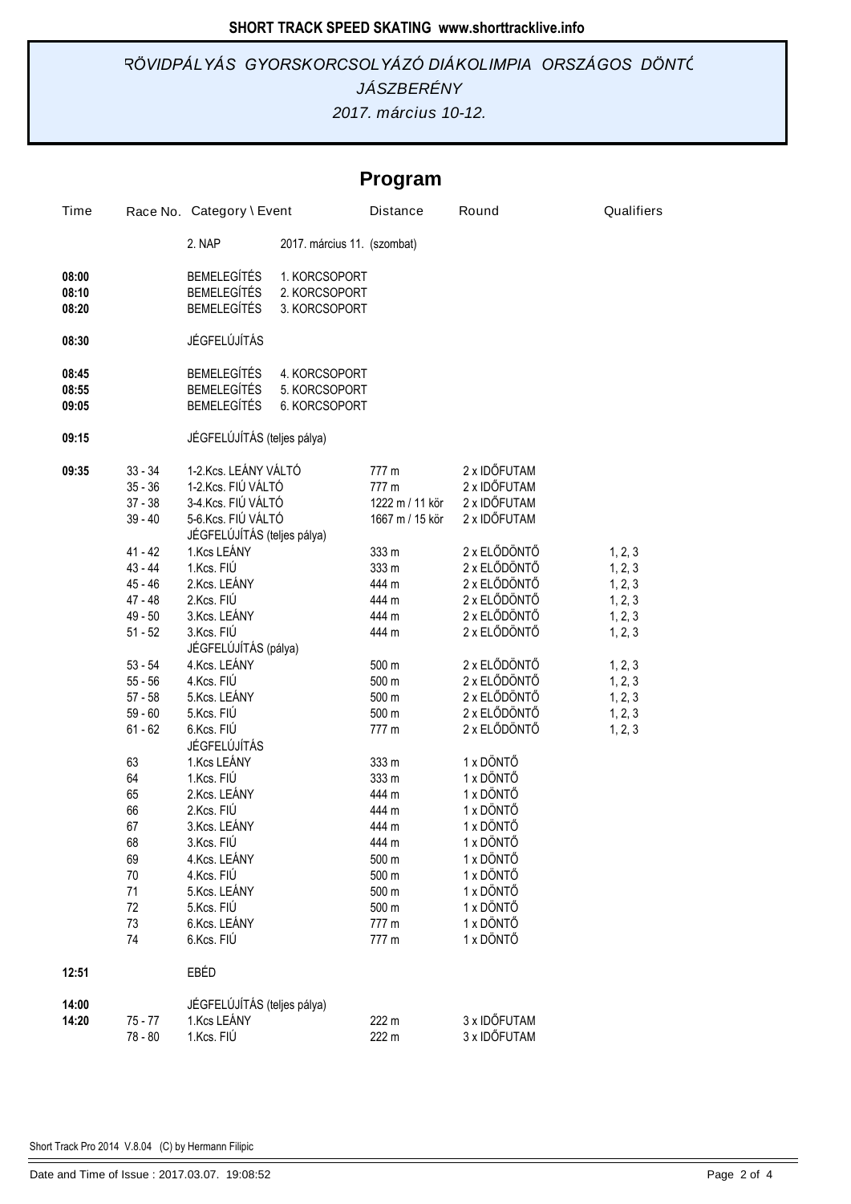**SHORT TRACK SPEED SKATING www.shorttracklive.info**

*RÖVIDPÁLYÁS GYORSKORCSOLYÁZÓ DIÁKOLIMPIA ORSZÁGOS DÖNTŐ*

*JÁSZBERÉNY*

*2017. március 10-12.*

## Program

| Time | Race No. | Category \ Event | Distance | Round | Qualifiers |
|---|---|---|---|---|---|
| | | 2. NAP 2017. március 11. (szombat) | | | |
| 08:00 | | BEMELEGÍTÉS 1. KORCSOPORT | | | |
| 08:10 | | BEMELEGÍTÉS 2. KORCSOPORT | | | |
| 08:20 | | BEMELEGÍTÉS 3. KORCSOPORT | | | |
| 08:30 | | JÉGFELÚJÍTÁS | | | |
| 08:45 | | BEMELEGÍTÉS 4. KORCSOPORT | | | |
| 08:55 | | BEMELEGÍTÉS 5. KORCSOPORT | | | |
| 09:05 | | BEMELEGÍTÉS 6. KORCSOPORT | | | |
| 09:15 | | JÉGFELÚJÍTÁS (teljes pálya) | | | |
| 09:35 | 33 - 34 | 1-2.Kcs. LEÁNY VÁLTÓ | 777 m | 2 x IDŐFUTAM | |
| | 35 - 36 | 1-2.Kcs. FIÚ VÁLTÓ | 777 m | 2 x IDŐFUTAM | |
| | 37 - 38 | 3-4.Kcs. FIÚ VÁLTÓ | 1222 m / 11 kör | 2 x IDŐFUTAM | |
| | 39 - 40 | 5-6.Kcs. FIÚ VÁLTÓ | 1667 m / 15 kör | 2 x IDŐFUTAM | |
| | | JÉGFELÚJÍTÁS (teljes pálya) | | | |
| | 41 - 42 | 1.Kcs LEÁNY | 333 m | 2 x ELŐDÖNTŐ | 1, 2, 3 |
| | 43 - 44 | 1.Kcs. FIÚ | 333 m | 2 x ELŐDÖNTŐ | 1, 2, 3 |
| | 45 - 46 | 2.Kcs. LEÁNY | 444 m | 2 x ELŐDÖNTŐ | 1, 2, 3 |
| | 47 - 48 | 2.Kcs. FIÚ | 444 m | 2 x ELŐDÖNTŐ | 1, 2, 3 |
| | 49 - 50 | 3.Kcs. LEÁNY | 444 m | 2 x ELŐDÖNTŐ | 1, 2, 3 |
| | 51 - 52 | 3.Kcs. FIÚ | 444 m | 2 x ELŐDÖNTŐ | 1, 2, 3 |
| | | JÉGFELÚJÍTÁS (pálya) | | | |
| | 53 - 54 | 4.Kcs. LEÁNY | 500 m | 2 x ELŐDÖNTŐ | 1, 2, 3 |
| | 55 - 56 | 4.Kcs. FIÚ | 500 m | 2 x ELŐDÖNTŐ | 1, 2, 3 |
| | 57 - 58 | 5.Kcs. LEÁNY | 500 m | 2 x ELŐDÖNTŐ | 1, 2, 3 |
| | 59 - 60 | 5.Kcs. FIÚ | 500 m | 2 x ELŐDÖNTŐ | 1, 2, 3 |
| | 61 - 62 | 6.Kcs. FIÚ | 777 m | 2 x ELŐDÖNTŐ | 1, 2, 3 |
| | | JÉGFELÚJÍTÁS | | | |
| | 63 | 1.Kcs LEÁNY | 333 m | 1 x DÖNTŐ | |
| | 64 | 1.Kcs. FIÚ | 333 m | 1 x DÖNTŐ | |
| | 65 | 2.Kcs. LEÁNY | 444 m | 1 x DÖNTŐ | |
| | 66 | 2.Kcs. FIÚ | 444 m | 1 x DÖNTŐ | |
| | 67 | 3.Kcs. LEÁNY | 444 m | 1 x DÖNTŐ | |
| | 68 | 3.Kcs. FIÚ | 444 m | 1 x DÖNTŐ | |
| | 69 | 4.Kcs. LEÁNY | 500 m | 1 x DÖNTŐ | |
| | 70 | 4.Kcs. FIÚ | 500 m | 1 x DÖNTŐ | |
| | 71 | 5.Kcs. LEÁNY | 500 m | 1 x DÖNTŐ | |
| | 72 | 5.Kcs. FIÚ | 500 m | 1 x DÖNTŐ | |
| | 73 | 6.Kcs. LEÁNY | 777 m | 1 x DÖNTŐ | |
| | 74 | 6.Kcs. FIÚ | 777 m | 1 x DÖNTŐ | |
| 12:51 | | EBÉD | | | |
| 14:00 | | JÉGFELÚJÍTÁS (teljes pálya) | | | |
| 14:20 | 75 - 77 | 1.Kcs LEÁNY | 222 m | 3 x IDŐFUTAM | |
| | 78 - 80 | 1.Kcs. FIÚ | 222 m | 3 x IDŐFUTAM | |

Short Track Pro 2014 V.8.04 (C) by Hermann Filipic

Date and Time of Issue : 2017.03.07. 19:08:52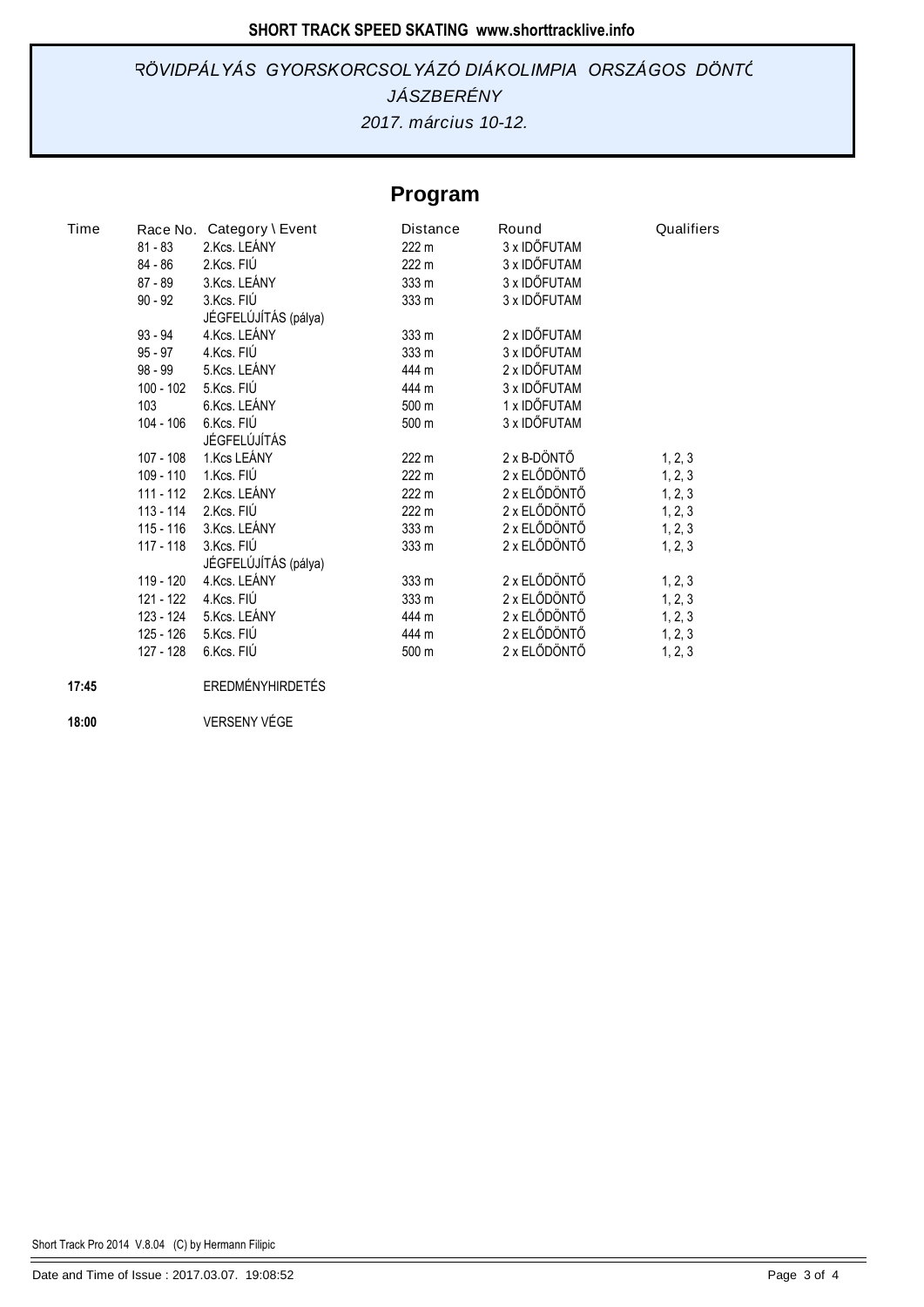## RÖVIDPÁLYÁS GYORSKORCSOLYÁZÓ DIÁKOLIMPIA ORSZÁGOS DÖNTŐ

*JÁSZBERÉNY*

*2017. március 10-12.*

# Program

| Time | Race No. | Category \ Event | Distance | Round | Qualifiers |
|---|---|---|---|---|---|
| | 81 - 83 | 2.Kcs. LEÁNY | 222 m | 3 x IDŐFUTAM | |
| | 84 - 86 | 2.Kcs. FIÚ | 222 m | 3 x IDŐFUTAM | |
| | 87 - 89 | 3.Kcs. LEÁNY | 333 m | 3 x IDŐFUTAM | |
| | 90 - 92 | 3.Kcs. FIÚ | 333 m | 3 x IDŐFUTAM | |
| | | JÉGFELÚJÍTÁS (pálya) | | | |
| | 93 - 94 | 4.Kcs. LEÁNY | 333 m | 2 x IDŐFUTAM | |
| | 95 - 97 | 4.Kcs. FIÚ | 333 m | 3 x IDŐFUTAM | |
| | 98 - 99 | 5.Kcs. LEÁNY | 444 m | 2 x IDŐFUTAM | |
| | 100 - 102 | 5.Kcs. FIÚ | 444 m | 3 x IDŐFUTAM | |
| | 103 | 6.Kcs. LEÁNY | 500 m | 1 x IDŐFUTAM | |
| | 104 - 106 | 6.Kcs. FIÚ | 500 m | 3 x IDŐFUTAM | |
| | | JÉGFELÚJÍTÁS | | | |
| | 107 - 108 | 1.Kcs LEÁNY | 222 m | 2 x B-DÖNTŐ | 1, 2, 3 |
| | 109 - 110 | 1.Kcs. FIÚ | 222 m | 2 x ELŐDÖNTŐ | 1, 2, 3 |
| | 111 - 112 | 2.Kcs. LEÁNY | 222 m | 2 x ELŐDÖNTŐ | 1, 2, 3 |
| | 113 - 114 | 2.Kcs. FIÚ | 222 m | 2 x ELŐDÖNTŐ | 1, 2, 3 |
| | 115 - 116 | 3.Kcs. LEÁNY | 333 m | 2 x ELŐDÖNTŐ | 1, 2, 3 |
| | 117 - 118 | 3.Kcs. FIÚ | 333 m | 2 x ELŐDÖNTŐ | 1, 2, 3 |
| | | JÉGFELÚJÍTÁS (pálya) | | | |
| | 119 - 120 | 4.Kcs. LEÁNY | 333 m | 2 x ELŐDÖNTŐ | 1, 2, 3 |
| | 121 - 122 | 4.Kcs. FIÚ | 333 m | 2 x ELŐDÖNTŐ | 1, 2, 3 |
| | 123 - 124 | 5.Kcs. LEÁNY | 444 m | 2 x ELŐDÖNTŐ | 1, 2, 3 |
| | 125 - 126 | 5.Kcs. FIÚ | 444 m | 2 x ELŐDÖNTŐ | 1, 2, 3 |
| | 127 - 128 | 6.Kcs. FIÚ | 500 m | 2 x ELŐDÖNTŐ | 1, 2, 3 |
| **17:45** | | EREDMÉNYHIRDETÉS | | | |
| **18:00** | | VERSENY VÉGE | | | |

Short Track Pro 2014 V.8.04 (C) by Hermann Filipic

Date and Time of Issue : 2017.03.07. 19:08:52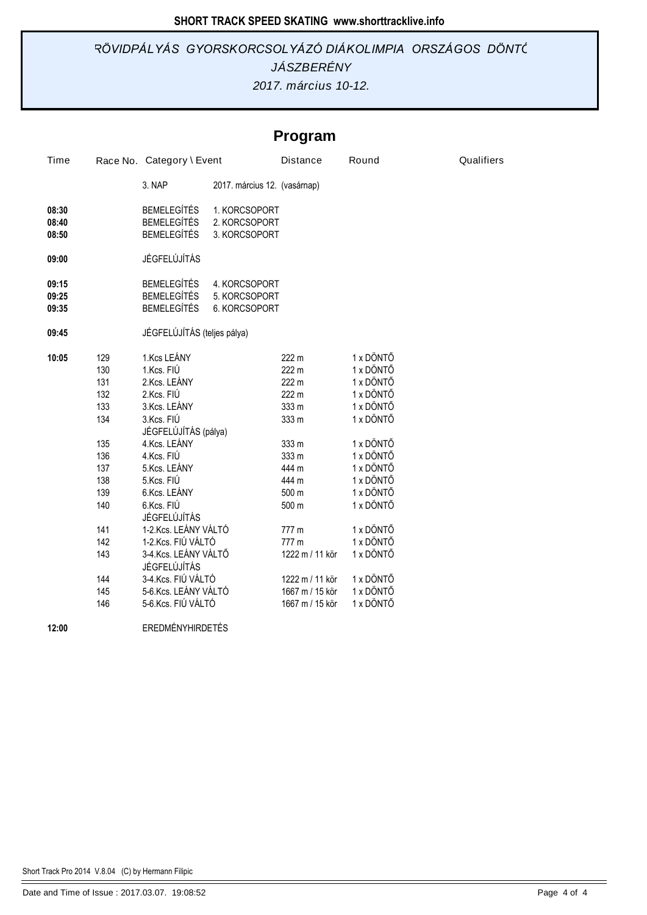# RÖVIDPÁLYÁS GYORSKORCSOLYÁZÓ DIÁKOLIMPIA ORSZÁGOS DÖNTŐ

*JÁSZBERÉNY*

*2017. március 10-12.*

## Program

| Time | Race No. | Category \ Event | | Distance | Round | Qualifiers |
|---|---|---|---|---|---|---|
| | | 3. NAP | 2017. március 12. (vasárnap) | | | |
| **08:30** | | BEMELEGÍTÉS | 1. KORCSOPORT | | | |
| **08:40** | | BEMELEGÍTÉS | 2. KORCSOPORT | | | |
| **08:50** | | BEMELEGÍTÉS | 3. KORCSOPORT | | | |
| **09:00** | | JÉGFELÚJÍTÁS | | | | |
| **09:15** | | BEMELEGÍTÉS | 4. KORCSOPORT | | | |
| **09:25** | | BEMELEGÍTÉS | 5. KORCSOPORT | | | |
| **09:35** | | BEMELEGÍTÉS | 6. KORCSOPORT | | | |
| **09:45** | | JÉGFELÚJÍTÁS (teljes pálya) | | | | |
| **10:05** | 129 | 1.Kcs LEÁNY | | 222 m | 1 x DÖNTŐ | |
| | 130 | 1.Kcs. FIÚ | | 222 m | 1 x DÖNTŐ | |
| | 131 | 2.Kcs. LEÁNY | | 222 m | 1 x DÖNTŐ | |
| | 132 | 2.Kcs. FIÚ | | 222 m | 1 x DÖNTŐ | |
| | 133 | 3.Kcs. LEÁNY | | 333 m | 1 x DÖNTŐ | |
| | 134 | 3.Kcs. FIÚ | | 333 m | 1 x DÖNTŐ | |
| | | JÉGFELÚJÍTÁS (pálya) | | | | |
| | 135 | 4.Kcs. LEÁNY | | 333 m | 1 x DÖNTŐ | |
| | 136 | 4.Kcs. FIÚ | | 333 m | 1 x DÖNTŐ | |
| | 137 | 5.Kcs. LEÁNY | | 444 m | 1 x DÖNTŐ | |
| | 138 | 5.Kcs. FIÚ | | 444 m | 1 x DÖNTŐ | |
| | 139 | 6.Kcs. LEÁNY | | 500 m | 1 x DÖNTŐ | |
| | 140 | 6.Kcs. FIÚ | | 500 m | 1 x DÖNTŐ | |
| | | JÉGFELÚJÍTÁS | | | | |
| | 141 | 1-2.Kcs. LEÁNY VÁLTÓ | | 777 m | 1 x DÖNTŐ | |
| | 142 | 1-2.Kcs. FIÚ VÁLTÓ | | 777 m | 1 x DÖNTŐ | |
| | 143 | 3-4.Kcs. LEÁNY VÁLTŐ | | 1222 m / 11 kör | 1 x DÖNTŐ | |
| | | JÉGFELÚJÍTÁS | | | | |
| | 144 | 3-4.Kcs. FIÚ VÁLTÓ | | 1222 m / 11 kör | 1 x DÖNTŐ | |
| | 145 | 5-6.Kcs. LEÁNY VÁLTÓ | | 1667 m / 15 kör | 1 x DÖNTŐ | |
| | 146 | 5-6.Kcs. FIÚ VÁLTÓ | | 1667 m / 15 kör | 1 x DÖNTŐ | |
| **12:00** | | EREDMÉNYHIRDETÉS | | | | |

Short Track Pro 2014 V.8.04 (C) by Hermann Filipic

Date and Time of Issue : 2017.03.07. 19:08:52